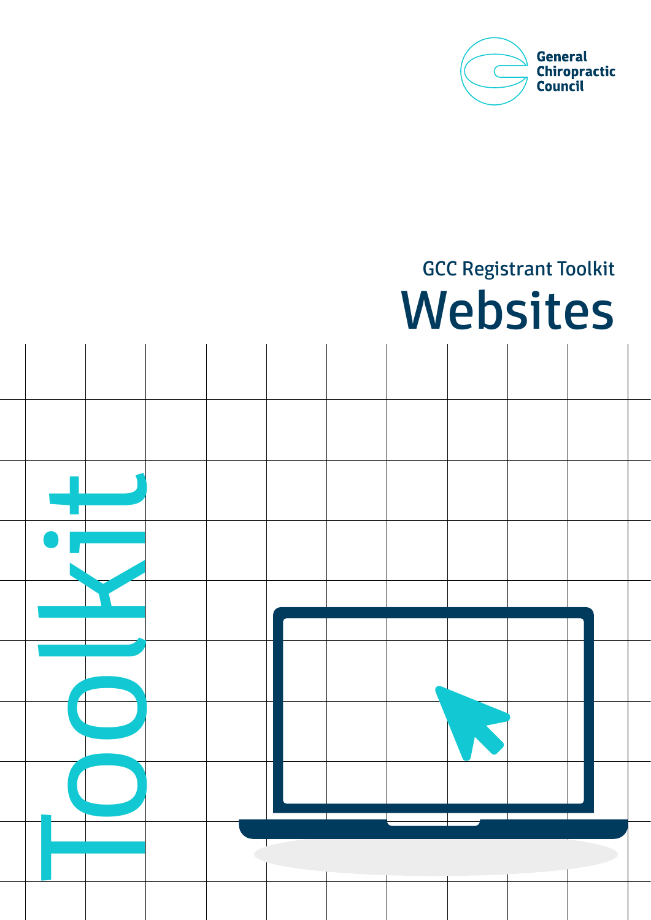General Chiropractic Council

GCC Registrant Toolkit

# Websites

Toolkit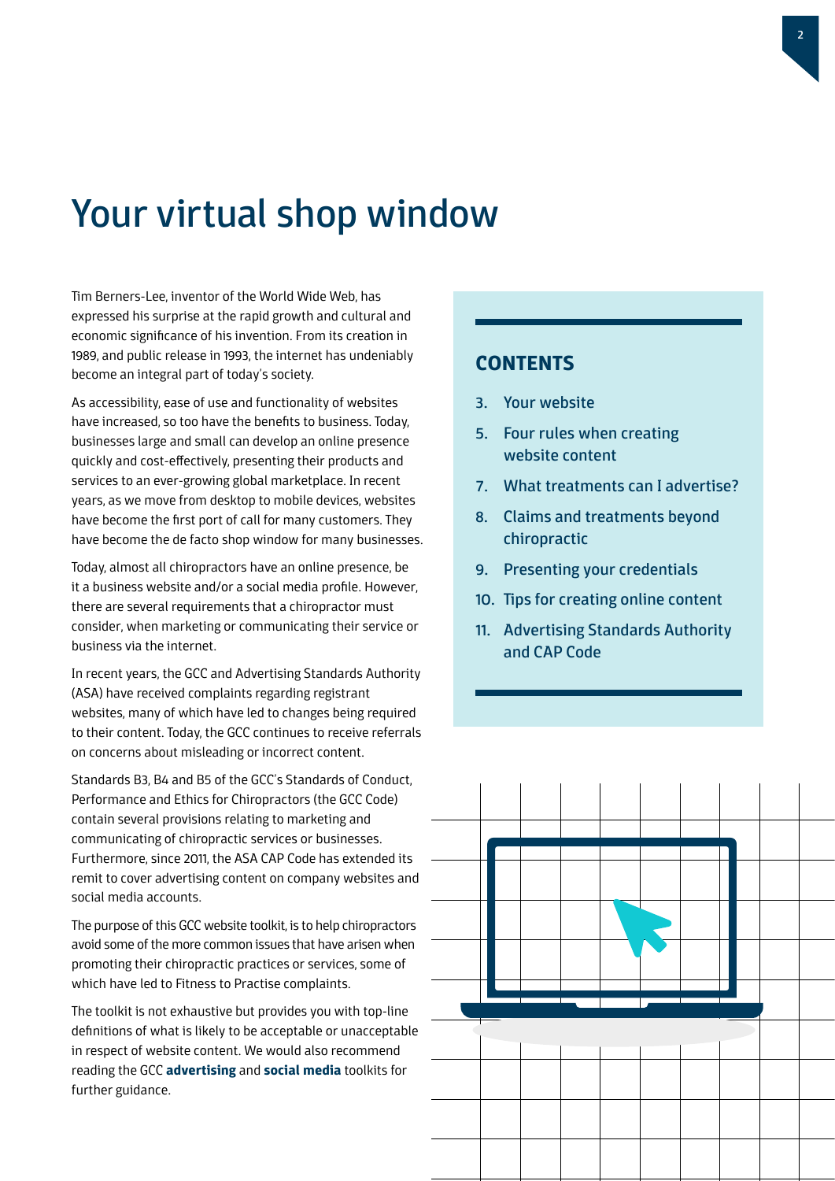# Your virtual shop window

Tim Berners-Lee, inventor of the World Wide Web, has expressed his surprise at the rapid growth and cultural and economic significance of his invention. From its creation in 1989, and public release in 1993, the internet has undeniably become an integral part of today's society.

As accessibility, ease of use and functionality of websites have increased, so too have the benefits to business. Today, businesses large and small can develop an online presence quickly and cost-effectively, presenting their products and services to an ever-growing global marketplace. In recent years, as we move from desktop to mobile devices, websites have become the first port of call for many customers. They have become the de facto shop window for many businesses.

Today, almost all chiropractors have an online presence, be it a business website and/or a social media profile. However, there are several requirements that a chiropractor must consider, when marketing or communicating their service or business via the internet.

In recent years, the GCC and Advertising Standards Authority (ASA) have received complaints regarding registrant websites, many of which have led to changes being required to their content. Today, the GCC continues to receive referrals on concerns about misleading or incorrect content.

Standards B3, B4 and B5 of the GCC's Standards of Conduct, Performance and Ethics for Chiropractors (the GCC Code) contain several provisions relating to marketing and communicating of chiropractic services or businesses. Furthermore, since 2011, the ASA CAP Code has extended its remit to cover advertising content on company websites and social media accounts.

The purpose of this GCC website toolkit, is to help chiropractors avoid some of the more common issues that have arisen when promoting their chiropractic practices or services, some of which have led to Fitness to Practise complaints.

The toolkit is not exhaustive but provides you with top-line definitions of what is likely to be acceptable or unacceptable in respect of website content. We would also recommend reading the GCC **advertising** and **social media** toolkits for further guidance.

## CONTENTS

3. Your website
5. Four rules when creating website content
7. What treatments can I advertise?
8. Claims and treatments beyond chiropractic
9. Presenting your credentials
10. Tips for creating online content
11. Advertising Standards Authority and CAP Code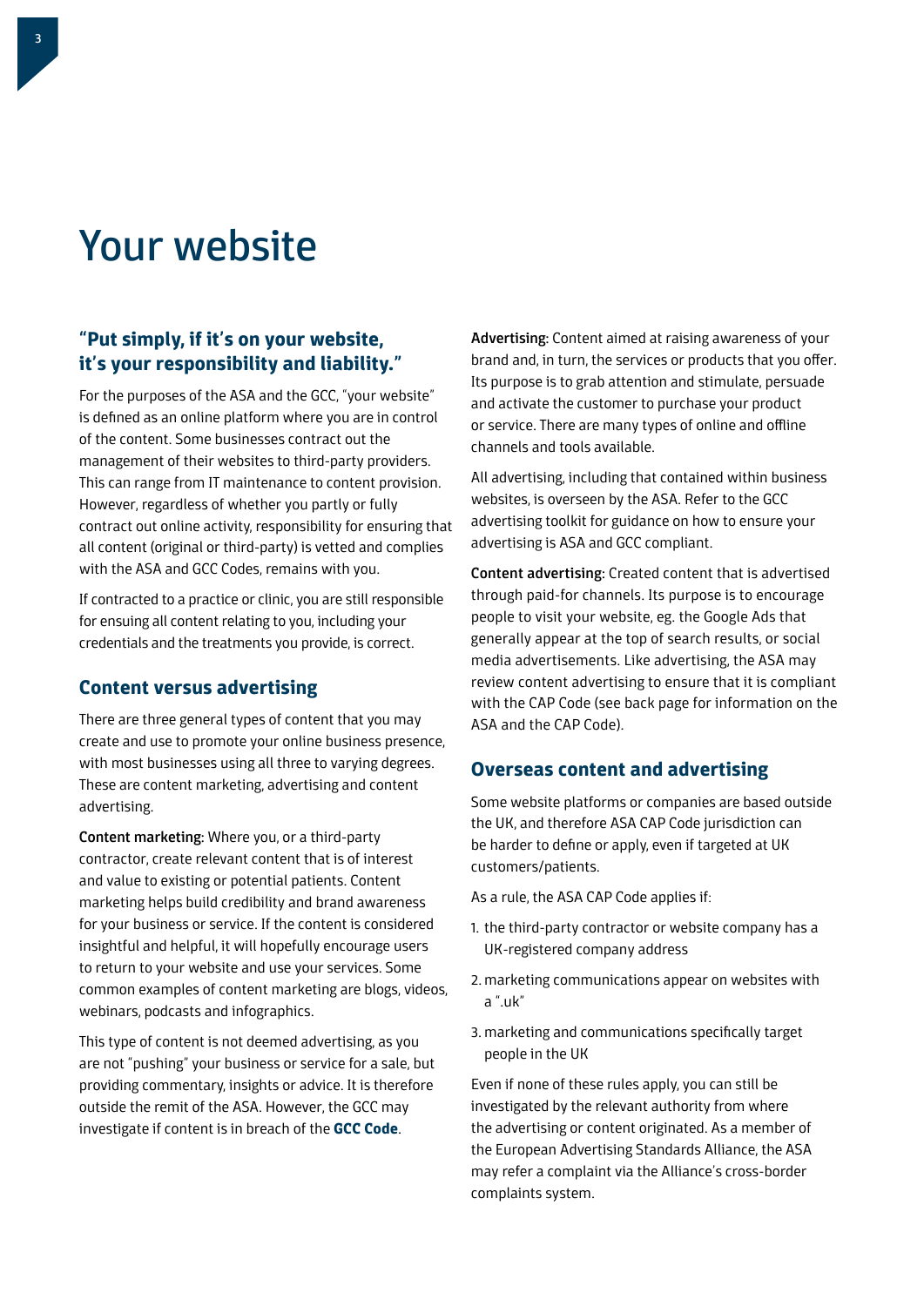# Your website

## "Put simply, if it's on your website, it's your responsibility and liability."

For the purposes of the ASA and the GCC, "your website" is defined as an online platform where you are in control of the content. Some businesses contract out the management of their websites to third-party providers. This can range from IT maintenance to content provision. However, regardless of whether you partly or fully contract out online activity, responsibility for ensuring that all content (original or third-party) is vetted and complies with the ASA and GCC Codes, remains with you.

If contracted to a practice or clinic, you are still responsible for ensuring all content relating to you, including your credentials and the treatments you provide, is correct.

## Content versus advertising

There are three general types of content that you may create and use to promote your online business presence, with most businesses using all three to varying degrees. These are content marketing, advertising and content advertising.

**Content marketing:** Where you, or a third-party contractor, create relevant content that is of interest and value to existing or potential patients. Content marketing helps build credibility and brand awareness for your business or service. If the content is considered insightful and helpful, it will hopefully encourage users to return to your website and use your services. Some common examples of content marketing are blogs, videos, webinars, podcasts and infographics.

This type of content is not deemed advertising, as you are not "pushing" your business or service for a sale, but providing commentary, insights or advice. It is therefore outside the remit of the ASA. However, the GCC may investigate if content is in breach of the **GCC Code**.

**Advertising:** Content aimed at raising awareness of your brand and, in turn, the services or products that you offer. Its purpose is to grab attention and stimulate, persuade and activate the customer to purchase your product or service. There are many types of online and offline channels and tools available.

All advertising, including that contained within business websites, is overseen by the ASA. Refer to the GCC advertising toolkit for guidance on how to ensure your advertising is ASA and GCC compliant.

**Content advertising:** Created content that is advertised through paid-for channels. Its purpose is to encourage people to visit your website, eg. the Google Ads that generally appear at the top of search results, or social media advertisements. Like advertising, the ASA may review content advertising to ensure that it is compliant with the CAP Code (see back page for information on the ASA and the CAP Code).

## Overseas content and advertising

Some website platforms or companies are based outside the UK, and therefore ASA CAP Code jurisdiction can be harder to define or apply, even if targeted at UK customers/patients.

As a rule, the ASA CAP Code applies if:

1. the third-party contractor or website company has a UK-registered company address
2. marketing communications appear on websites with a ".uk"
3. marketing and communications specifically target people in the UK

Even if none of these rules apply, you can still be investigated by the relevant authority from where the advertising or content originated. As a member of the European Advertising Standards Alliance, the ASA may refer a complaint via the Alliance's cross-border complaints system.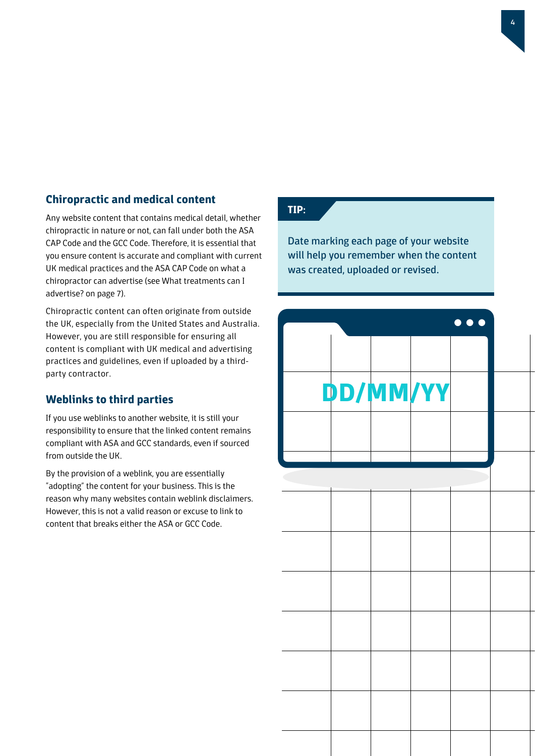## Chiropractic and medical content

Any website content that contains medical detail, whether chiropractic in nature or not, can fall under both the ASA CAP Code and the GCC Code. Therefore, it is essential that you ensure content is accurate and compliant with current UK medical practices and the ASA CAP Code on what a chiropractor can advertise (see What treatments can I advertise? on page 7).

Chiropractic content can often originate from outside the UK, especially from the United States and Australia. However, you are still responsible for ensuring all content is compliant with UK medical and advertising practices and guidelines, even if uploaded by a third-party contractor.

## Weblinks to third parties

If you use weblinks to another website, it is still your responsibility to ensure that the linked content remains compliant with ASA and GCC standards, even if sourced from outside the UK.

By the provision of a weblink, you are essentially "adopting" the content for your business. This is the reason why many websites contain weblink disclaimers. However, this is not a valid reason or excuse to link to content that breaks either the ASA or GCC Code.

**TIP:**

Date marking each page of your website will help you remember when the content was created, uploaded or revised.

DD/MM/YY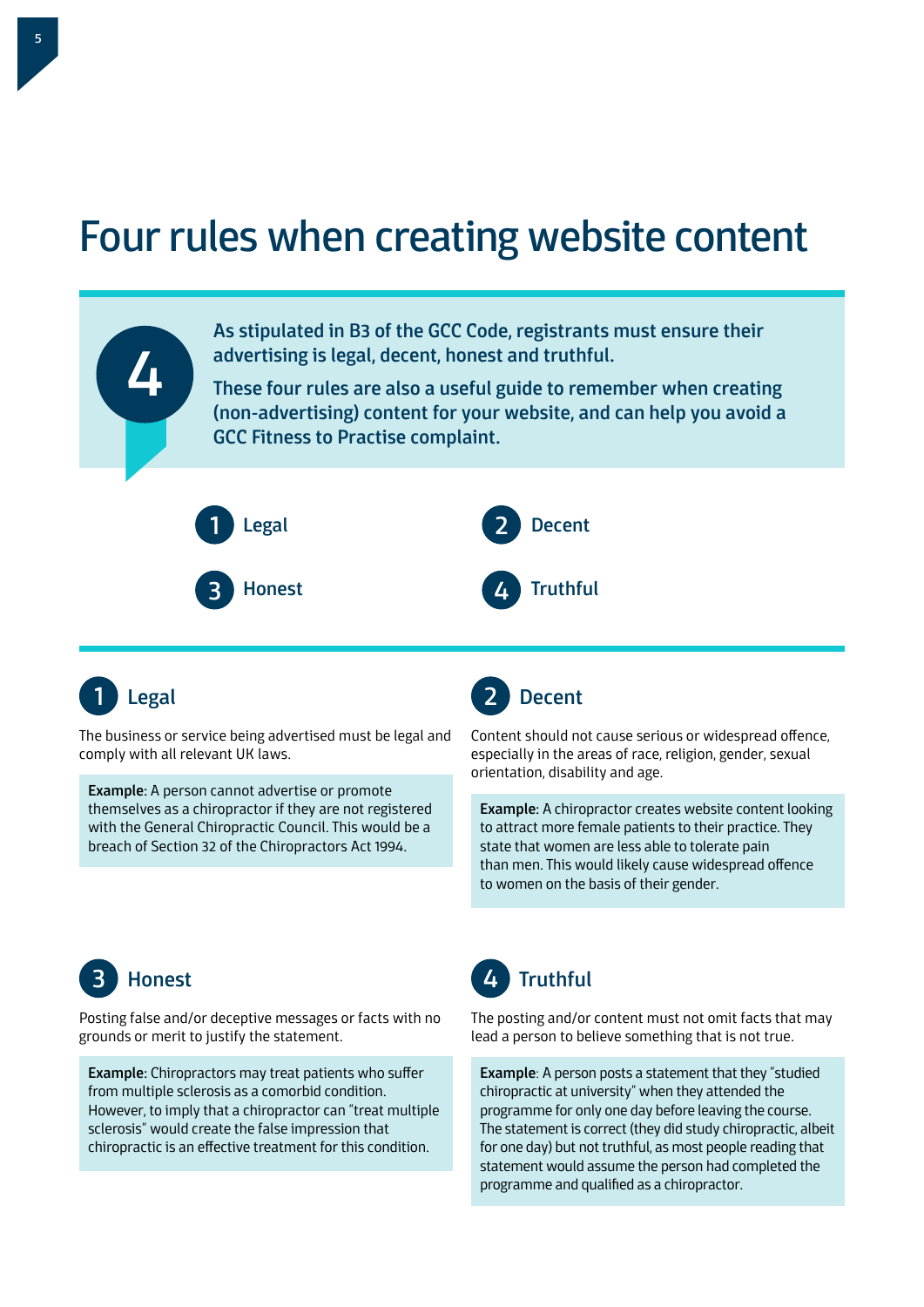# Four rules when creating website content

**As stipulated in B3 of the GCC Code, registrants must ensure their advertising is legal, decent, honest and truthful.**

**These four rules are also a useful guide to remember when creating (non-advertising) content for your website, and can help you avoid a GCC Fitness to Practise complaint.**

1. Legal
2. Decent
3. Honest
4. Truthful

## 1 Legal

The business or service being advertised must be legal and comply with all relevant UK laws.

> **Example:** A person cannot advertise or promote themselves as a chiropractor if they are not registered with the General Chiropractic Council. This would be a breach of Section 32 of the Chiropractors Act 1994.

## 2 Decent

Content should not cause serious or widespread offence, especially in the areas of race, religion, gender, sexual orientation, disability and age.

> **Example:** A chiropractor creates website content looking to attract more female patients to their practice. They state that women are less able to tolerate pain than men. This would likely cause widespread offence to women on the basis of their gender.

## 3 Honest

Posting false and/or deceptive messages or facts with no grounds or merit to justify the statement.

> **Example:** Chiropractors may treat patients who suffer from multiple sclerosis as a comorbid condition. However, to imply that a chiropractor can "treat multiple sclerosis" would create the false impression that chiropractic is an effective treatment for this condition.

## 4 Truthful

The posting and/or content must not omit facts that may lead a person to believe something that is not true.

> **Example**: A person posts a statement that they "studied chiropractic at university" when they attended the programme for only one day before leaving the course. The statement is correct (they did study chiropractic, albeit for one day) but not truthful, as most people reading that statement would assume the person had completed the programme and qualified as a chiropractor.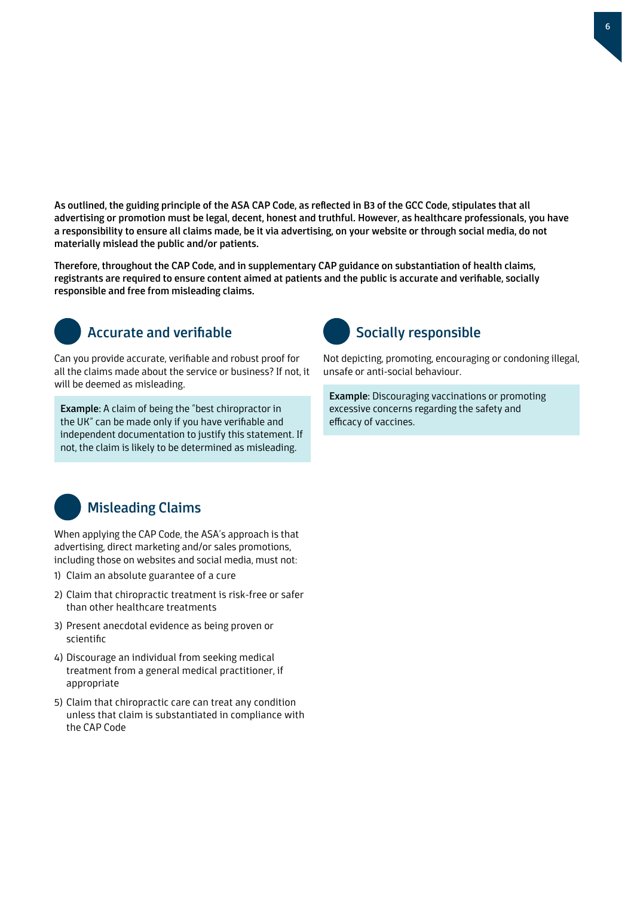**As outlined, the guiding principle of the ASA CAP Code, as reflected in B3 of the GCC Code, stipulates that all advertising or promotion must be legal, decent, honest and truthful. However, as healthcare professionals, you have a responsibility to ensure all claims made, be it via advertising, on your website or through social media, do not materially mislead the public and/or patients.**

**Therefore, throughout the CAP Code, and in supplementary CAP guidance on substantiation of health claims, registrants are required to ensure content aimed at patients and the public is accurate and verifiable, socially responsible and free from misleading claims.**

## Accurate and verifiable

Can you provide accurate, verifiable and robust proof for all the claims made about the service or business? If not, it will be deemed as misleading.

**Example:** A claim of being the "best chiropractor in the UK" can be made only if you have verifiable and independent documentation to justify this statement. If not, the claim is likely to be determined as misleading.

## Socially responsible

Not depicting, promoting, encouraging or condoning illegal, unsafe or anti-social behaviour.

**Example:** Discouraging vaccinations or promoting excessive concerns regarding the safety and efficacy of vaccines.

## Misleading Claims

When applying the CAP Code, the ASA's approach is that advertising, direct marketing and/or sales promotions, including those on websites and social media, must not:

1) Claim an absolute guarantee of a cure
2) Claim that chiropractic treatment is risk-free or safer than other healthcare treatments
3) Present anecdotal evidence as being proven or scientific
4) Discourage an individual from seeking medical treatment from a general medical practitioner, if appropriate
5) Claim that chiropractic care can treat any condition unless that claim is substantiated in compliance with the CAP Code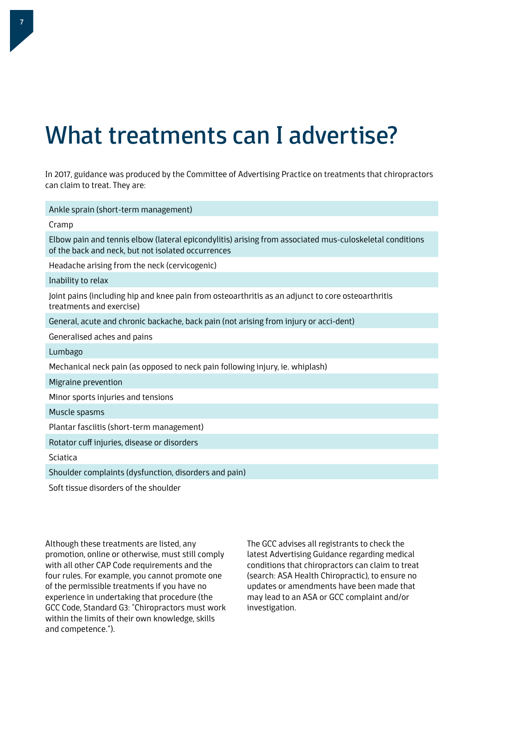# What treatments can I advertise?

In 2017, guidance was produced by the Committee of Advertising Practice on treatments that chiropractors can claim to treat. They are:

- Ankle sprain (short-term management)
- Cramp
- Elbow pain and tennis elbow (lateral epicondylitis) arising from associated mus-culoskeletal conditions of the back and neck, but not isolated occurrences
- Headache arising from the neck (cervicogenic)
- Inability to relax
- Joint pains (including hip and knee pain from osteoarthritis as an adjunct to core osteoarthritis treatments and exercise)
- General, acute and chronic backache, back pain (not arising from injury or acci-dent)
- Generalised aches and pains
- Lumbago
- Mechanical neck pain (as opposed to neck pain following injury, ie. whiplash)
- Migraine prevention
- Minor sports injuries and tensions
- Muscle spasms
- Plantar fasciitis (short-term management)
- Rotator cuff injuries, disease or disorders
- Sciatica
- Shoulder complaints (dysfunction, disorders and pain)
- Soft tissue disorders of the shoulder

Although these treatments are listed, any promotion, online or otherwise, must still comply with all other CAP Code requirements and the four rules. For example, you cannot promote one of the permissible treatments if you have no experience in undertaking that procedure (the GCC Code, Standard G3: "Chiropractors must work within the limits of their own knowledge, skills and competence.").

The GCC advises all registrants to check the latest Advertising Guidance regarding medical conditions that chiropractors can claim to treat (search: ASA Health Chiropractic), to ensure no updates or amendments have been made that may lead to an ASA or GCC complaint and/or investigation.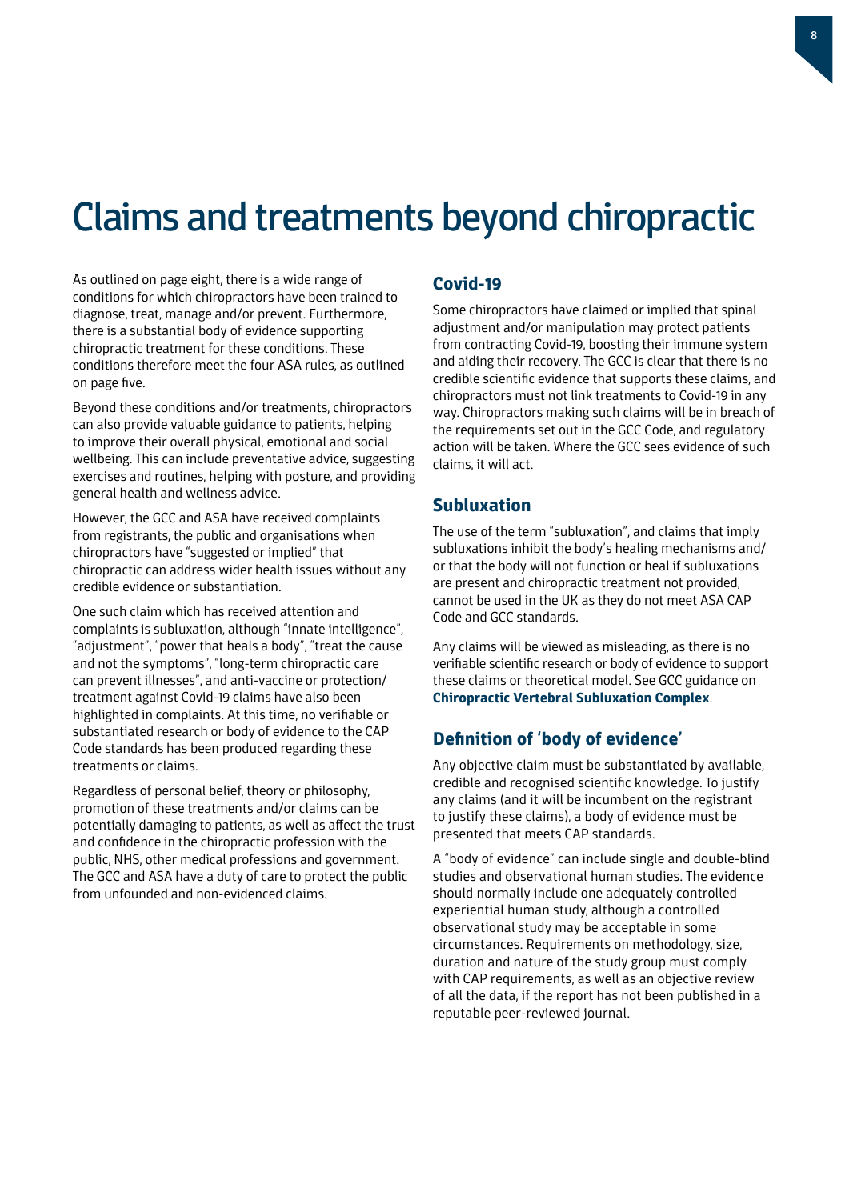# Claims and treatments beyond chiropractic

As outlined on page eight, there is a wide range of conditions for which chiropractors have been trained to diagnose, treat, manage and/or prevent. Furthermore, there is a substantial body of evidence supporting chiropractic treatment for these conditions. These conditions therefore meet the four ASA rules, as outlined on page five.

Beyond these conditions and/or treatments, chiropractors can also provide valuable guidance to patients, helping to improve their overall physical, emotional and social wellbeing. This can include preventative advice, suggesting exercises and routines, helping with posture, and providing general health and wellness advice.

However, the GCC and ASA have received complaints from registrants, the public and organisations when chiropractors have "suggested or implied" that chiropractic can address wider health issues without any credible evidence or substantiation.

One such claim which has received attention and complaints is subluxation, although "innate intelligence", "adjustment", "power that heals a body", "treat the cause and not the symptoms", "long-term chiropractic care can prevent illnesses", and anti-vaccine or protection/treatment against Covid-19 claims have also been highlighted in complaints. At this time, no verifiable or substantiated research or body of evidence to the CAP Code standards has been produced regarding these treatments or claims.

Regardless of personal belief, theory or philosophy, promotion of these treatments and/or claims can be potentially damaging to patients, as well as affect the trust and confidence in the chiropractic profession with the public, NHS, other medical professions and government. The GCC and ASA have a duty of care to protect the public from unfounded and non-evidenced claims.

## Covid-19

Some chiropractors have claimed or implied that spinal adjustment and/or manipulation may protect patients from contracting Covid-19, boosting their immune system and aiding their recovery. The GCC is clear that there is no credible scientific evidence that supports these claims, and chiropractors must not link treatments to Covid-19 in any way. Chiropractors making such claims will be in breach of the requirements set out in the GCC Code, and regulatory action will be taken. Where the GCC sees evidence of such claims, it will act.

## Subluxation

The use of the term "subluxation", and claims that imply subluxations inhibit the body's healing mechanisms and/or that the body will not function or heal if subluxations are present and chiropractic treatment not provided, cannot be used in the UK as they do not meet ASA CAP Code and GCC standards.

Any claims will be viewed as misleading, as there is no verifiable scientific research or body of evidence to support these claims or theoretical model. See GCC guidance on **Chiropractic Vertebral Subluxation Complex**.

## Definition of 'body of evidence'

Any objective claim must be substantiated by available, credible and recognised scientific knowledge. To justify any claims (and it will be incumbent on the registrant to justify these claims), a body of evidence must be presented that meets CAP standards.

A "body of evidence" can include single and double-blind studies and observational human studies. The evidence should normally include one adequately controlled experiential human study, although a controlled observational study may be acceptable in some circumstances. Requirements on methodology, size, duration and nature of the study group must comply with CAP requirements, as well as an objective review of all the data, if the report has not been published in a reputable peer-reviewed journal.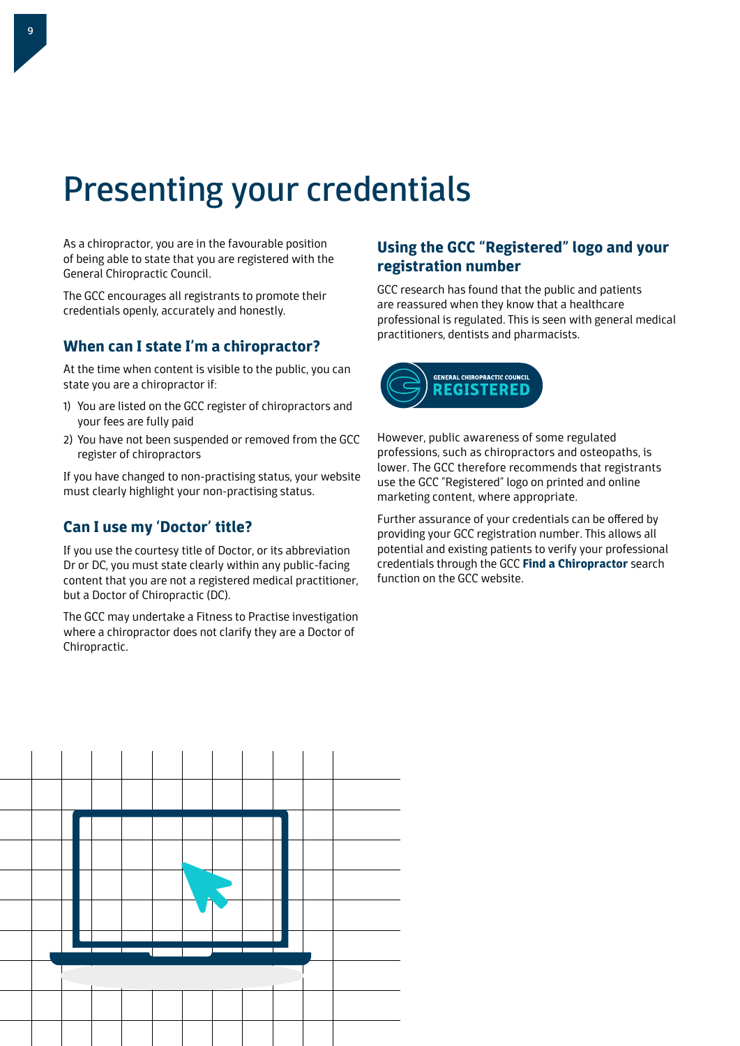# Presenting your credentials

As a chiropractor, you are in the favourable position of being able to state that you are registered with the General Chiropractic Council.

The GCC encourages all registrants to promote their credentials openly, accurately and honestly.

## When can I state I'm a chiropractor?

At the time when content is visible to the public, you can state you are a chiropractor if:

1) You are listed on the GCC register of chiropractors and your fees are fully paid
2) You have not been suspended or removed from the GCC register of chiropractors

If you have changed to non-practising status, your website must clearly highlight your non-practising status.

## Can I use my 'Doctor' title?

If you use the courtesy title of Doctor, or its abbreviation Dr or DC, you must state clearly within any public-facing content that you are not a registered medical practitioner, but a Doctor of Chiropractic (DC).

The GCC may undertake a Fitness to Practise investigation where a chiropractor does not clarify they are a Doctor of Chiropractic.

## Using the GCC "Registered" logo and your registration number

GCC research has found that the public and patients are reassured when they know that a healthcare professional is regulated. This is seen with general medical practitioners, dentists and pharmacists.

GENERAL CHIROPRACTIC COUNCIL REGISTERED

However, public awareness of some regulated professions, such as chiropractors and osteopaths, is lower. The GCC therefore recommends that registrants use the GCC "Registered" logo on printed and online marketing content, where appropriate.

Further assurance of your credentials can be offered by providing your GCC registration number. This allows all potential and existing patients to verify your professional credentials through the GCC **Find a Chiropractor** search function on the GCC website.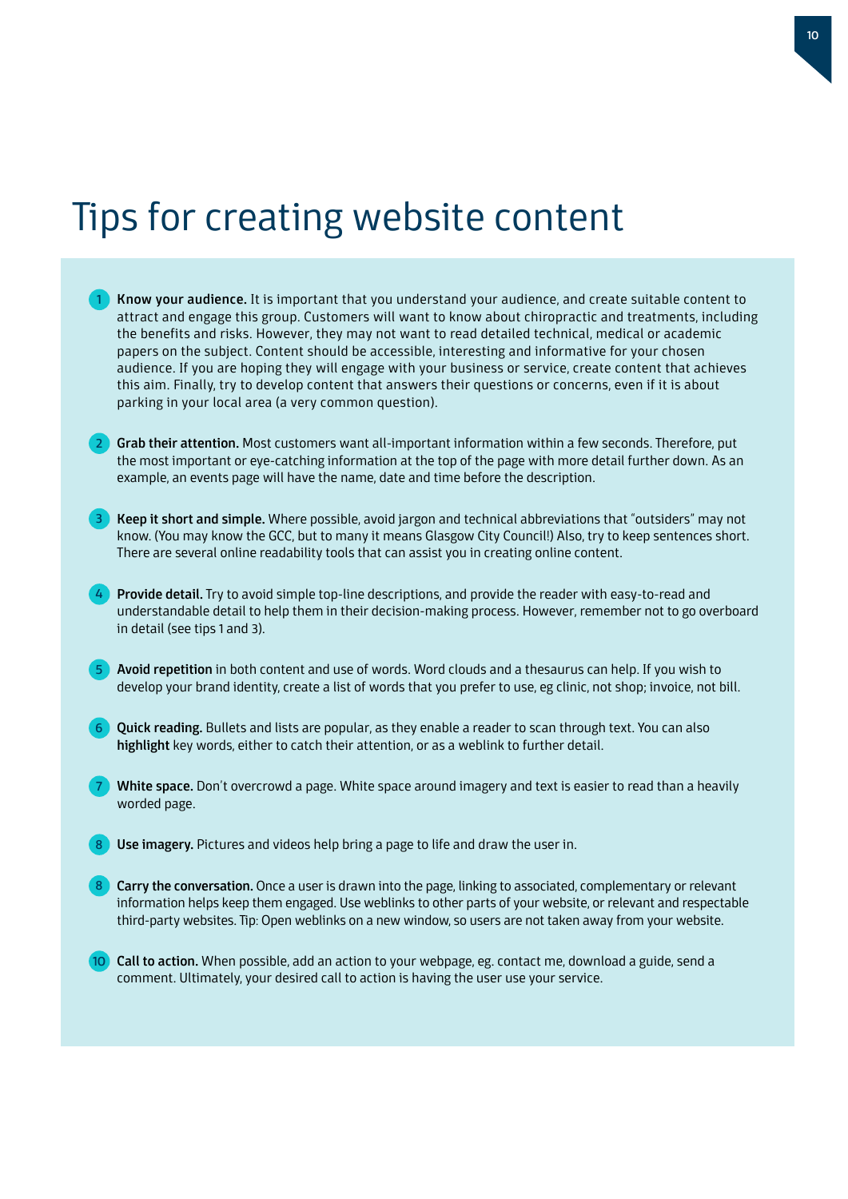# Tips for creating website content

1. **Know your audience.** It is important that you understand your audience, and create suitable content to attract and engage this group. Customers will want to know about chiropractic and treatments, including the benefits and risks. However, they may not want to read detailed technical, medical or academic papers on the subject. Content should be accessible, interesting and informative for your chosen audience. If you are hoping they will engage with your business or service, create content that achieves this aim. Finally, try to develop content that answers their questions or concerns, even if it is about parking in your local area (a very common question).

2. **Grab their attention.** Most customers want all-important information within a few seconds. Therefore, put the most important or eye-catching information at the top of the page with more detail further down. As an example, an events page will have the name, date and time before the description.

3. **Keep it short and simple.** Where possible, avoid jargon and technical abbreviations that "outsiders" may not know. (You may know the GCC, but to many it means Glasgow City Council!) Also, try to keep sentences short. There are several online readability tools that can assist you in creating online content.

4. **Provide detail.** Try to avoid simple top-line descriptions, and provide the reader with easy-to-read and understandable detail to help them in their decision-making process. However, remember not to go overboard in detail (see tips 1 and 3).

5. **Avoid repetition** in both content and use of words. Word clouds and a thesaurus can help. If you wish to develop your brand identity, create a list of words that you prefer to use, eg clinic, not shop; invoice, not bill.

6. **Quick reading.** Bullets and lists are popular, as they enable a reader to scan through text. You can also **highlight** key words, either to catch their attention, or as a weblink to further detail.

7. **White space.** Don't overcrowd a page. White space around imagery and text is easier to read than a heavily worded page.

8. **Use imagery.** Pictures and videos help bring a page to life and draw the user in.

8. **Carry the conversation.** Once a user is drawn into the page, linking to associated, complementary or relevant information helps keep them engaged. Use weblinks to other parts of your website, or relevant and respectable third-party websites. Tip: Open weblinks on a new window, so users are not taken away from your website.

10. **Call to action.** When possible, add an action to your webpage, eg. contact me, download a guide, send a comment. Ultimately, your desired call to action is having the user use your service.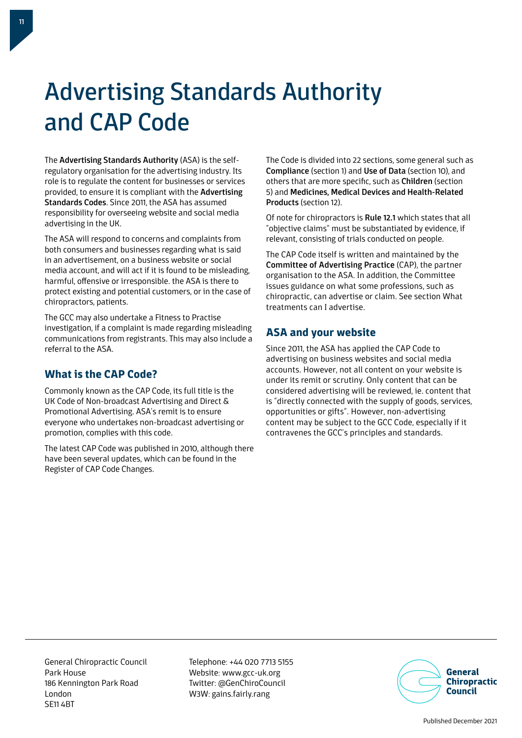# Advertising Standards Authority and CAP Code

The **Advertising Standards Authority** (ASA) is the self-regulatory organisation for the advertising industry. Its role is to regulate the content for businesses or services provided, to ensure it is compliant with the **Advertising Standards Codes**. Since 2011, the ASA has assumed responsibility for overseeing website and social media advertising in the UK.

The ASA will respond to concerns and complaints from both consumers and businesses regarding what is said in an advertisement, on a business website or social media account, and will act if it is found to be misleading, harmful, offensive or irresponsible. the ASA is there to protect existing and potential customers, or in the case of chiropractors, patients.

The GCC may also undertake a Fitness to Practise investigation, if a complaint is made regarding misleading communications from registrants. This may also include a referral to the ASA.

## What is the CAP Code?

Commonly known as the CAP Code, its full title is the UK Code of Non-broadcast Advertising and Direct & Promotional Advertising. ASA's remit is to ensure everyone who undertakes non-broadcast advertising or promotion, complies with this code.

The latest CAP Code was published in 2010, although there have been several updates, which can be found in the Register of CAP Code Changes.

The Code is divided into 22 sections, some general such as **Compliance** (section 1) and **Use of Data** (section 10), and others that are more specific, such as **Children** (section 5) and **Medicines, Medical Devices and Health-Related Products** (section 12).

Of note for chiropractors is **Rule 12.1** which states that all "objective claims" must be substantiated by evidence, if relevant, consisting of trials conducted on people.

The CAP Code itself is written and maintained by the **Committee of Advertising Practice** (CAP), the partner organisation to the ASA. In addition, the Committee issues guidance on what some professions, such as chiropractic, can advertise or claim. See section What treatments can I advertise.

## ASA and your website

Since 2011, the ASA has applied the CAP Code to advertising on business websites and social media accounts. However, not all content on your website is under its remit or scrutiny. Only content that can be considered advertising will be reviewed, ie. content that is "directly connected with the supply of goods, services, opportunities or gifts". However, non-advertising content may be subject to the GCC Code, especially if it contravenes the GCC's principles and standards.

General Chiropractic Council
Park House
186 Kennington Park Road
London
SE11 4BT

Telephone: +44 020 7713 5155
Website: www.gcc-uk.org
Twitter: @GenChiroCouncil
W3W: gains.fairly.rang

General Chiropractic Council

Published December 2021